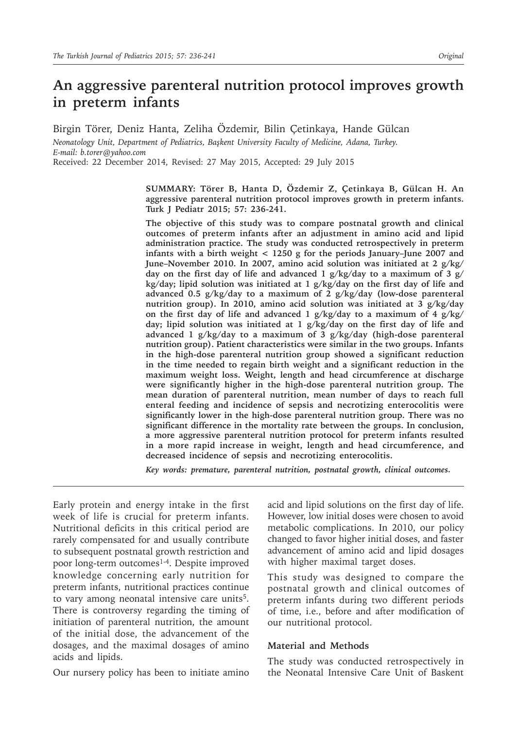# An aggressive parenteral nutrition protocol improves growth in preterm infants

Birgin Törer, Deniz Hanta, Zeliha Özdemir, Bilin Çetinkaya, Hande Gülcan

*Neonatology Unit, Department of Pediatrics, Başkent University Faculty of Medicine, Adana, Turkey.*
*E-mail: b.torer@yahoo.com*

Received: 22 December 2014, Revised: 27 May 2015, Accepted: 29 July 2015

**SUMMARY: Törer B, Hanta D, Özdemir Z, Çetinkaya B, Gülcan H. An aggressive parenteral nutrition protocol improves growth in preterm infants. Turk J Pediatr 2015; 57: 236-241.**

**The objective of this study was to compare postnatal growth and clinical outcomes of preterm infants after an adjustment in amino acid and lipid administration practice. The study was conducted retrospectively in preterm infants with a birth weight < 1250 g for the periods January–June 2007 and June–November 2010. In 2007, amino acid solution was initiated at 2 g/kg/day on the first day of life and advanced 1 g/kg/day to a maximum of 3 g/kg/day; lipid solution was initiated at 1 g/kg/day on the first day of life and advanced 0.5 g/kg/day to a maximum of 2 g/kg/day (low-dose parenteral nutrition group). In 2010, amino acid solution was initiated at 3 g/kg/day on the first day of life and advanced 1 g/kg/day to a maximum of 4 g/kg/day; lipid solution was initiated at 1 g/kg/day on the first day of life and advanced 1 g/kg/day to a maximum of 3 g/kg/day (high-dose parenteral nutrition group). Patient characteristics were similar in the two groups. Infants in the high-dose parenteral nutrition group showed a significant reduction in the time needed to regain birth weight and a significant reduction in the maximum weight loss. Weight, length and head circumference at discharge were significantly higher in the high-dose parenteral nutrition group. The mean duration of parenteral nutrition, mean number of days to reach full enteral feeding and incidence of sepsis and necrotizing enterocolitis were significantly lower in the high-dose parenteral nutrition group. There was no significant difference in the mortality rate between the groups. In conclusion, a more aggressive parenteral nutrition protocol for preterm infants resulted in a more rapid increase in weight, length and head circumference, and decreased incidence of sepsis and necrotizing enterocolitis.**

*Key words: premature, parenteral nutrition, postnatal growth, clinical outcomes.*

Early protein and energy intake in the first week of life is crucial for preterm infants. Nutritional deficits in this critical period are rarely compensated for and usually contribute to subsequent postnatal growth restriction and poor long-term outcomes[1-4]. Despite improved knowledge concerning early nutrition for preterm infants, nutritional practices continue to vary among neonatal intensive care units[5]. There is controversy regarding the timing of initiation of parenteral nutrition, the amount of the initial dose, the advancement of the dosages, and the maximal dosages of amino acids and lipids.

Our nursery policy has been to initiate amino acid and lipid solutions on the first day of life. However, low initial doses were chosen to avoid metabolic complications. In 2010, our policy changed to favor higher initial doses, and faster advancement of amino acid and lipid dosages with higher maximal target doses.

This study was designed to compare the postnatal growth and clinical outcomes of preterm infants during two different periods of time, i.e., before and after modification of our nutritional protocol.

## Material and Methods

The study was conducted retrospectively in the Neonatal Intensive Care Unit of Baskent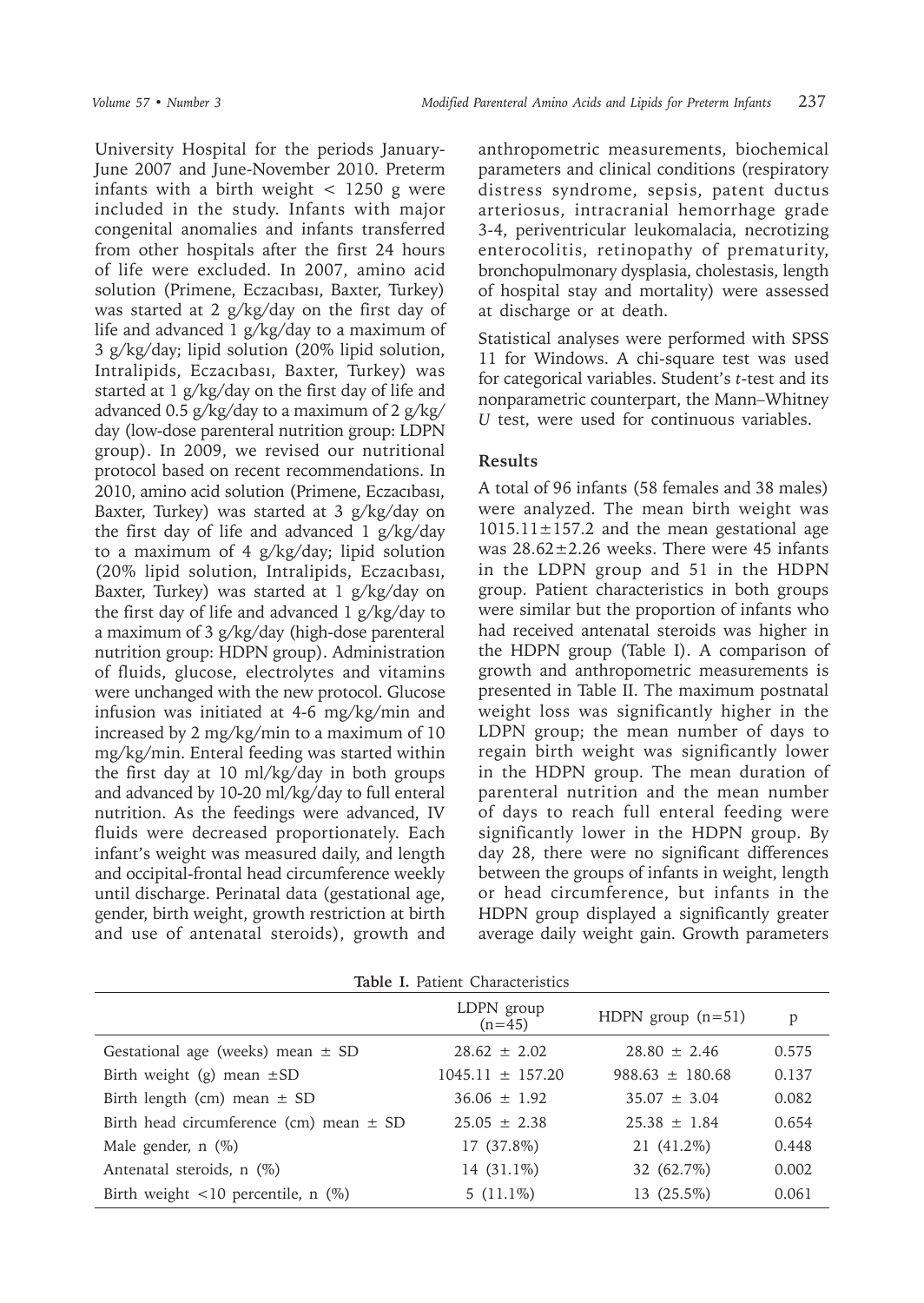University Hospital for the periods January-June 2007 and June-November 2010. Preterm infants with a birth weight < 1250 g were included in the study. Infants with major congenital anomalies and infants transferred from other hospitals after the first 24 hours of life were excluded. In 2007, amino acid solution (Primene, Eczacıbası, Baxter, Turkey) was started at 2 g/kg/day on the first day of life and advanced 1 g/kg/day to a maximum of 3 g/kg/day; lipid solution (20% lipid solution, Intralipids, Eczacıbası, Baxter, Turkey) was started at 1 g/kg/day on the first day of life and advanced 0.5 g/kg/day to a maximum of 2 g/kg/day (low-dose parenteral nutrition group: LDPN group). In 2009, we revised our nutritional protocol based on recent recommendations. In 2010, amino acid solution (Primene, Eczacıbası, Baxter, Turkey) was started at 3 g/kg/day on the first day of life and advanced 1 g/kg/day to a maximum of 4 g/kg/day; lipid solution (20% lipid solution, Intralipids, Eczacıbası, Baxter, Turkey) was started at 1 g/kg/day on the first day of life and advanced 1 g/kg/day to a maximum of 3 g/kg/day (high-dose parenteral nutrition group: HDPN group). Administration of fluids, glucose, electrolytes and vitamins were unchanged with the new protocol. Glucose infusion was initiated at 4-6 mg/kg/min and increased by 2 mg/kg/min to a maximum of 10 mg/kg/min. Enteral feeding was started within the first day at 10 ml/kg/day in both groups and advanced by 10-20 ml/kg/day to full enteral nutrition. As the feedings were advanced, IV fluids were decreased proportionately. Each infant's weight was measured daily, and length and occipital-frontal head circumference weekly until discharge. Perinatal data (gestational age, gender, birth weight, growth restriction at birth and use of antenatal steroids), growth and anthropometric measurements, biochemical parameters and clinical conditions (respiratory distress syndrome, sepsis, patent ductus arteriosus, intracranial hemorrhage grade 3-4, periventricular leukomalacia, necrotizing enterocolitis, retinopathy of prematurity, bronchopulmonary dysplasia, cholestasis, length of hospital stay and mortality) were assessed at discharge or at death.

Statistical analyses were performed with SPSS 11 for Windows. A chi-square test was used for categorical variables. Student's *t*-test and its nonparametric counterpart, the Mann–Whitney *U* test, were used for continuous variables.

## Results

A total of 96 infants (58 females and 38 males) were analyzed. The mean birth weight was 1015.11±157.2 and the mean gestational age was 28.62±2.26 weeks. There were 45 infants in the LDPN group and 51 in the HDPN group. Patient characteristics in both groups were similar but the proportion of infants who had received antenatal steroids was higher in the HDPN group (Table I). A comparison of growth and anthropometric measurements is presented in Table II. The maximum postnatal weight loss was significantly higher in the LDPN group; the mean number of days to regain birth weight was significantly lower in the HDPN group. The mean duration of parenteral nutrition and the mean number of days to reach full enteral feeding were significantly lower in the HDPN group. By day 28, there were no significant differences between the groups of infants in weight, length or head circumference, but infants in the HDPN group displayed a significantly greater average daily weight gain. Growth parameters

**Table I.** Patient Characteristics

| | LDPN group (n=45) | HDPN group (n=51) | p |
|---|---|---|---|
| Gestational age (weeks) mean ± SD | 28.62 ± 2.02 | 28.80 ± 2.46 | 0.575 |
| Birth weight (g) mean ±SD | 1045.11 ± 157.20 | 988.63 ± 180.68 | 0.137 |
| Birth length (cm) mean ± SD | 36.06 ± 1.92 | 35.07 ± 3.04 | 0.082 |
| Birth head circumference (cm) mean ± SD | 25.05 ± 2.38 | 25.38 ± 1.84 | 0.654 |
| Male gender, n (%) | 17 (37.8%) | 21 (41.2%) | 0.448 |
| Antenatal steroids, n (%) | 14 (31.1%) | 32 (62.7%) | 0.002 |
| Birth weight <10 percentile, n (%) | 5 (11.1%) | 13 (25.5%) | 0.061 |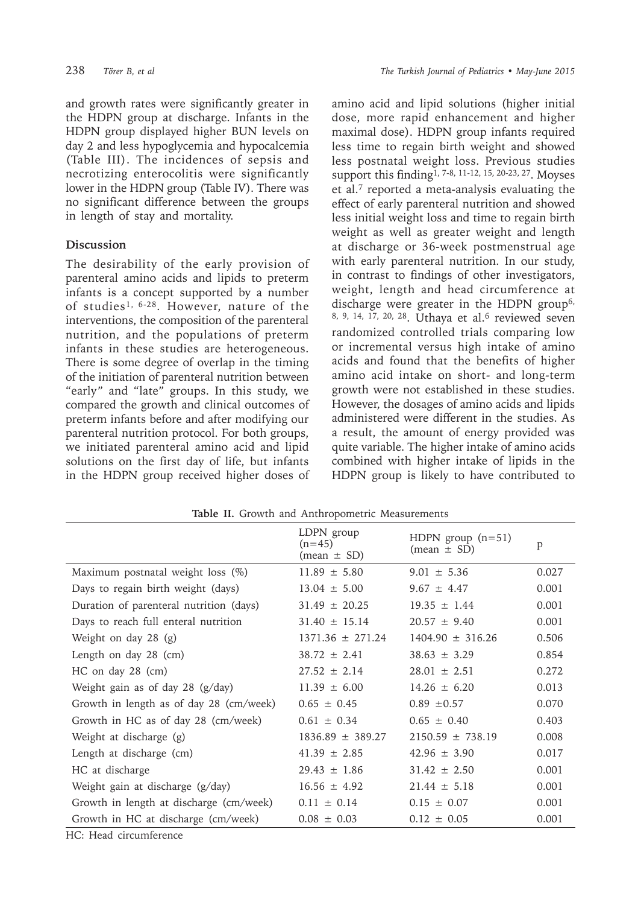and growth rates were significantly greater in the HDPN group at discharge. Infants in the HDPN group displayed higher BUN levels on day 2 and less hypoglycemia and hypocalcemia (Table III). The incidences of sepsis and necrotizing enterocolitis were significantly lower in the HDPN group (Table IV). There was no significant difference between the groups in length of stay and mortality.

## Discussion

The desirability of the early provision of parenteral amino acids and lipids to preterm infants is a concept supported by a number of studies[1, 6-28]. However, nature of the interventions, the composition of the parenteral nutrition, and the populations of preterm infants in these studies are heterogeneous. There is some degree of overlap in the timing of the initiation of parenteral nutrition between "early" and "late" groups. In this study, we compared the growth and clinical outcomes of preterm infants before and after modifying our parenteral nutrition protocol. For both groups, we initiated parenteral amino acid and lipid solutions on the first day of life, but infants in the HDPN group received higher doses of amino acid and lipid solutions (higher initial dose, more rapid enhancement and higher maximal dose). HDPN group infants required less time to regain birth weight and showed less postnatal weight loss. Previous studies support this finding[1, 7-8, 11-12, 15, 20-23, 27]. Moyses et al.[7] reported a meta-analysis evaluating the effect of early parenteral nutrition and showed less initial weight loss and time to regain birth weight as well as greater weight and length at discharge or 36-week postmenstrual age with early parenteral nutrition. In our study, in contrast to findings of other investigators, weight, length and head circumference at discharge were greater in the HDPN group[6, 8, 9, 14, 17, 20, 28]. Uthaya et al.[6] reviewed seven randomized controlled trials comparing low or incremental versus high intake of amino acids and found that the benefits of higher amino acid intake on short- and long-term growth were not established in these studies. However, the dosages of amino acids and lipids administered were different in the studies. As a result, the amount of energy provided was quite variable. The higher intake of amino acids combined with higher intake of lipids in the HDPN group is likely to have contributed to

**Table II.** Growth and Anthropometric Measurements

| | LDPN group (n=45) (mean ± SD) | HDPN group (n=51) (mean ± SD) | p |
|---|---|---|---|
| Maximum postnatal weight loss (%) | 11.89 ± 5.80 | 9.01 ± 5.36 | 0.027 |
| Days to regain birth weight (days) | 13.04 ± 5.00 | 9.67 ± 4.47 | 0.001 |
| Duration of parenteral nutrition (days) | 31.49 ± 20.25 | 19.35 ± 1.44 | 0.001 |
| Days to reach full enteral nutrition | 31.40 ± 15.14 | 20.57 ± 9.40 | 0.001 |
| Weight on day 28 (g) | 1371.36 ± 271.24 | 1404.90 ± 316.26 | 0.506 |
| Length on day 28 (cm) | 38.72 ± 2.41 | 38.63 ± 3.29 | 0.854 |
| HC on day 28 (cm) | 27.52 ± 2.14 | 28.01 ± 2.51 | 0.272 |
| Weight gain as of day 28 (g/day) | 11.39 ± 6.00 | 14.26 ± 6.20 | 0.013 |
| Growth in length as of day 28 (cm/week) | 0.65 ± 0.45 | 0.89 ±0.57 | 0.070 |
| Growth in HC as of day 28 (cm/week) | 0.61 ± 0.34 | 0.65 ± 0.40 | 0.403 |
| Weight at discharge (g) | 1836.89 ± 389.27 | 2150.59 ± 738.19 | 0.008 |
| Length at discharge (cm) | 41.39 ± 2.85 | 42.96 ± 3.90 | 0.017 |
| HC at discharge | 29.43 ± 1.86 | 31.42 ± 2.50 | 0.001 |
| Weight gain at discharge (g/day) | 16.56 ± 4.92 | 21.44 ± 5.18 | 0.001 |
| Growth in length at discharge (cm/week) | 0.11 ± 0.14 | 0.15 ± 0.07 | 0.001 |
| Growth in HC at discharge (cm/week) | 0.08 ± 0.03 | 0.12 ± 0.05 | 0.001 |

HC: Head circumference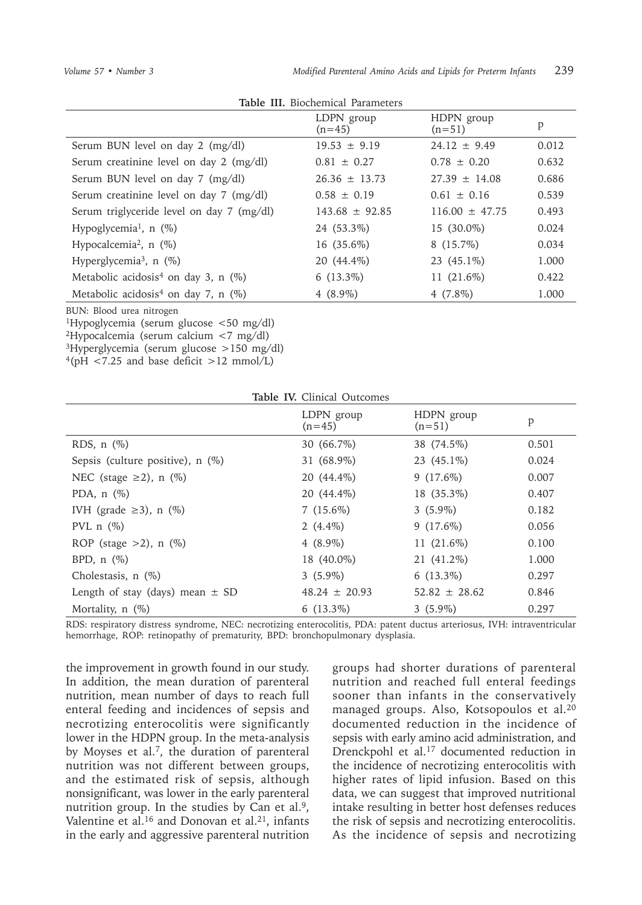**Table III.** Biochemical Parameters

| | LDPN group (n=45) | HDPN group (n=51) | p |
|---|---|---|---|
| Serum BUN level on day 2 (mg/dl) | 19.53 ± 9.19 | 24.12 ± 9.49 | 0.012 |
| Serum creatinine level on day 2 (mg/dl) | 0.81 ± 0.27 | 0.78 ± 0.20 | 0.632 |
| Serum BUN level on day 7 (mg/dl) | 26.36 ± 13.73 | 27.39 ± 14.08 | 0.686 |
| Serum creatinine level on day 7 (mg/dl) | 0.58 ± 0.19 | 0.61 ± 0.16 | 0.539 |
| Serum triglyceride level on day 7 (mg/dl) | 143.68 ± 92.85 | 116.00 ± 47.75 | 0.493 |
| Hypoglycemia[1], n (%) | 24 (53.3%) | 15 (30.0%) | 0.024 |
| Hypocalcemia[2], n (%) | 16 (35.6%) | 8 (15.7%) | 0.034 |
| Hyperglycemia[3], n (%) | 20 (44.4%) | 23 (45.1%) | 1.000 |
| Metabolic acidosis[4] on day 3, n (%) | 6 (13.3%) | 11 (21.6%) | 0.422 |
| Metabolic acidosis[4] on day 7, n (%) | 4 (8.9%) | 4 (7.8%) | 1.000 |

BUN: Blood urea nitrogen
[1]Hypoglycemia (serum glucose <50 mg/dl)
[2]Hypocalcemia (serum calcium <7 mg/dl)
[3]Hyperglycemia (serum glucose >150 mg/dl)
[4](pH <7.25 and base deficit >12 mmol/L)

**Table IV.** Clinical Outcomes

| | LDPN group (n=45) | HDPN group (n=51) | p |
|---|---|---|---|
| RDS, n (%) | 30 (66.7%) | 38 (74.5%) | 0.501 |
| Sepsis (culture positive), n (%) | 31 (68.9%) | 23 (45.1%) | 0.024 |
| NEC (stage ≥2), n (%) | 20 (44.4%) | 9 (17.6%) | 0.007 |
| PDA, n (%) | 20 (44.4%) | 18 (35.3%) | 0.407 |
| IVH (grade ≥3), n (%) | 7 (15.6%) | 3 (5.9%) | 0.182 |
| PVL n (%) | 2 (4.4%) | 9 (17.6%) | 0.056 |
| ROP (stage >2), n (%) | 4 (8.9%) | 11 (21.6%) | 0.100 |
| BPD, n (%) | 18 (40.0%) | 21 (41.2%) | 1.000 |
| Cholestasis, n (%) | 3 (5.9%) | 6 (13.3%) | 0.297 |
| Length of stay (days) mean ± SD | 48.24 ± 20.93 | 52.82 ± 28.62 | 0.846 |
| Mortality, n (%) | 6 (13.3%) | 3 (5.9%) | 0.297 |

RDS: respiratory distress syndrome, NEC: necrotizing enterocolitis, PDA: patent ductus arteriosus, IVH: intraventricular hemorrhage, ROP: retinopathy of prematurity, BPD: bronchopulmonary dysplasia.

the improvement in growth found in our study. In addition, the mean duration of parenteral nutrition, mean number of days to reach full enteral feeding and incidences of sepsis and necrotizing enterocolitis were significantly lower in the HDPN group. In the meta-analysis by Moyses et al.[7], the duration of parenteral nutrition was not different between groups, and the estimated risk of sepsis, although nonsignificant, was lower in the early parenteral nutrition group. In the studies by Can et al.[9], Valentine et al.[16] and Donovan et al.[21], infants in the early and aggressive parenteral nutrition groups had shorter durations of parenteral nutrition and reached full enteral feedings sooner than infants in the conservatively managed groups. Also, Kotsopoulos et al.[20] documented reduction in the incidence of sepsis with early amino acid administration, and Drenckpohl et al.[17] documented reduction in the incidence of necrotizing enterocolitis with higher rates of lipid infusion. Based on this data, we can suggest that improved nutritional intake resulting in better host defenses reduces the risk of sepsis and necrotizing enterocolitis. As the incidence of sepsis and necrotizing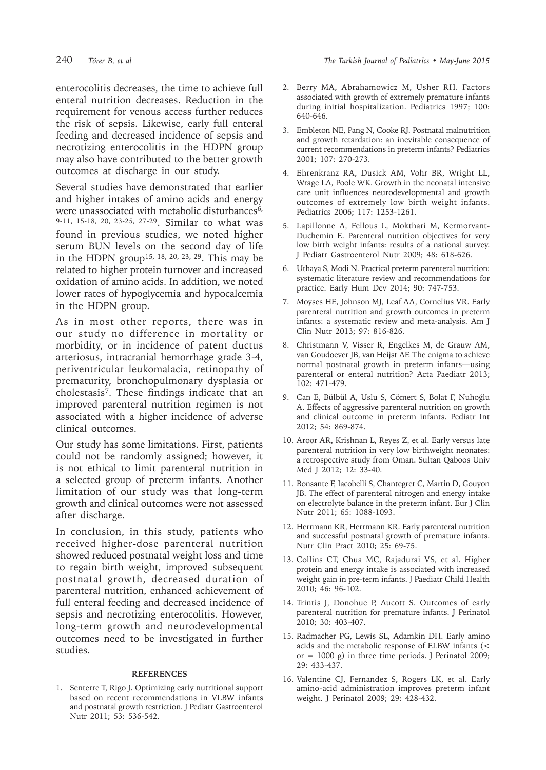enterocolitis decreases, the time to achieve full enteral nutrition decreases. Reduction in the requirement for venous access further reduces the risk of sepsis. Likewise, early full enteral feeding and decreased incidence of sepsis and necrotizing enterocolitis in the HDPN group may also have contributed to the better growth outcomes at discharge in our study.

Several studies have demonstrated that earlier and higher intakes of amino acids and energy were unassociated with metabolic disturbances[6, 9-11, 15-18, 20, 23-25, 27-29]. Similar to what was found in previous studies, we noted higher serum BUN levels on the second day of life in the HDPN group[15, 18, 20, 23, 29]. This may be related to higher protein turnover and increased oxidation of amino acids. In addition, we noted lower rates of hypoglycemia and hypocalcemia in the HDPN group.

As in most other reports, there was in our study no difference in mortality or morbidity, or in incidence of patent ductus arteriosus, intracranial hemorrhage grade 3-4, periventricular leukomalacia, retinopathy of prematurity, bronchopulmonary dysplasia or cholestasis[7]. These findings indicate that an improved parenteral nutrition regimen is not associated with a higher incidence of adverse clinical outcomes.

Our study has some limitations. First, patients could not be randomly assigned; however, it is not ethical to limit parenteral nutrition in a selected group of preterm infants. Another limitation of our study was that long-term growth and clinical outcomes were not assessed after discharge.

In conclusion, in this study, patients who received higher-dose parenteral nutrition showed reduced postnatal weight loss and time to regain birth weight, improved subsequent postnatal growth, decreased duration of parenteral nutrition, enhanced achievement of full enteral feeding and decreased incidence of sepsis and necrotizing enterocolitis. However, long-term growth and neurodevelopmental outcomes need to be investigated in further studies.

## REFERENCES

1. Senterre T, Rigo J. Optimizing early nutritional support based on recent recommendations in VLBW infants and postnatal growth restriction. J Pediatr Gastroenterol Nutr 2011; 53: 536-542.
2. Berry MA, Abrahamowicz M, Usher RH. Factors associated with growth of extremely premature infants during initial hospitalization. Pediatrics 1997; 100: 640-646.
3. Embleton NE, Pang N, Cooke RJ. Postnatal malnutrition and growth retardation: an inevitable consequence of current recommendations in preterm infants? Pediatrics 2001; 107: 270-273.
4. Ehrenkranz RA, Dusick AM, Vohr BR, Wright LL, Wrage LA, Poole WK. Growth in the neonatal intensive care unit influences neurodevelopmental and growth outcomes of extremely low birth weight infants. Pediatrics 2006; 117: 1253-1261.
5. Lapillonne A, Fellous L, Mokthari M, Kermorvant-Duchemin E. Parenteral nutrition objectives for very low birth weight infants: results of a national survey. J Pediatr Gastroenterol Nutr 2009; 48: 618-626.
6. Uthaya S, Modi N. Practical preterm parenteral nutrition: systematic literature review and recommendations for practice. Early Hum Dev 2014; 90: 747-753.
7. Moyses HE, Johnson MJ, Leaf AA, Cornelius VR. Early parenteral nutrition and growth outcomes in preterm infants: a systematic review and meta-analysis. Am J Clin Nutr 2013; 97: 816-826.
8. Christmann V, Visser R, Engelkes M, de Grauw AM, van Goudoever JB, van Heijst AF. The enigma to achieve normal postnatal growth in preterm infants—using parenteral or enteral nutrition? Acta Paediatr 2013; 102: 471-479.
9. Can E, Bülbül A, Uslu S, Cömert S, Bolat F, Nuhoğlu A. Effects of aggressive parenteral nutrition on growth and clinical outcome in preterm infants. Pediatr Int 2012; 54: 869-874.
10. Aroor AR, Krishnan L, Reyes Z, et al. Early versus late parenteral nutrition in very low birthweight neonates: a retrospective study from Oman. Sultan Qaboos Univ Med J 2012; 12: 33-40.
11. Bonsante F, Iacobelli S, Chantegret C, Martin D, Gouyon JB. The effect of parenteral nitrogen and energy intake on electrolyte balance in the preterm infant. Eur J Clin Nutr 2011; 65: 1088-1093.
12. Herrmann KR, Herrmann KR. Early parenteral nutrition and successful postnatal growth of premature infants. Nutr Clin Pract 2010; 25: 69-75.
13. Collins CT, Chua MC, Rajadurai VS, et al. Higher protein and energy intake is associated with increased weight gain in pre-term infants. J Paediatr Child Health 2010; 46: 96-102.
14. Trintis J, Donohue P, Aucott S. Outcomes of early parenteral nutrition for premature infants. J Perinatol 2010; 30: 403-407.
15. Radmacher PG, Lewis SL, Adamkin DH. Early amino acids and the metabolic response of ELBW infants (< or = 1000 g) in three time periods. J Perinatol 2009; 29: 433-437.
16. Valentine CJ, Fernandez S, Rogers LK, et al. Early amino-acid administration improves preterm infant weight. J Perinatol 2009; 29: 428-432.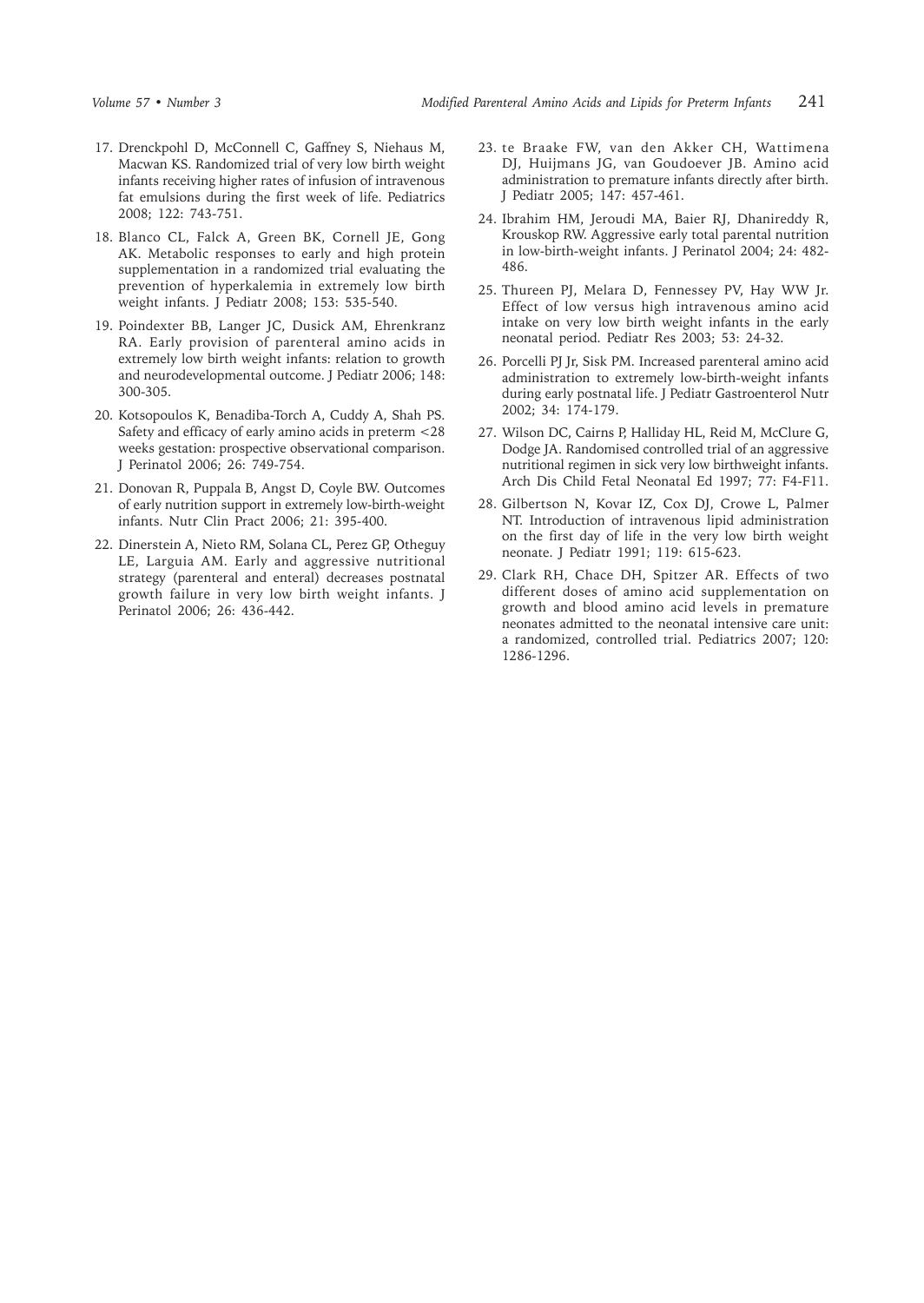17. Drenckpohl D, McConnell C, Gaffney S, Niehaus M, Macwan KS. Randomized trial of very low birth weight infants receiving higher rates of infusion of intravenous fat emulsions during the first week of life. Pediatrics 2008; 122: 743-751.

18. Blanco CL, Falck A, Green BK, Cornell JE, Gong AK. Metabolic responses to early and high protein supplementation in a randomized trial evaluating the prevention of hyperkalemia in extremely low birth weight infants. J Pediatr 2008; 153: 535-540.

19. Poindexter BB, Langer JC, Dusick AM, Ehrenkranz RA. Early provision of parenteral amino acids in extremely low birth weight infants: relation to growth and neurodevelopmental outcome. J Pediatr 2006; 148: 300-305.

20. Kotsopoulos K, Benadiba-Torch A, Cuddy A, Shah PS. Safety and efficacy of early amino acids in preterm <28 weeks gestation: prospective observational comparison. J Perinatol 2006; 26: 749-754.

21. Donovan R, Puppala B, Angst D, Coyle BW. Outcomes of early nutrition support in extremely low-birth-weight infants. Nutr Clin Pract 2006; 21: 395-400.

22. Dinerstein A, Nieto RM, Solana CL, Perez GP, Otheguy LE, Larguia AM. Early and aggressive nutritional strategy (parenteral and enteral) decreases postnatal growth failure in very low birth weight infants. J Perinatol 2006; 26: 436-442.

23. te Braake FW, van den Akker CH, Wattimena DJ, Huijmans JG, van Goudoever JB. Amino acid administration to premature infants directly after birth. J Pediatr 2005; 147: 457-461.

24. Ibrahim HM, Jeroudi MA, Baier RJ, Dhanireddy R, Krouskop RW. Aggressive early total parental nutrition in low-birth-weight infants. J Perinatol 2004; 24: 482-486.

25. Thureen PJ, Melara D, Fennessey PV, Hay WW Jr. Effect of low versus high intravenous amino acid intake on very low birth weight infants in the early neonatal period. Pediatr Res 2003; 53: 24-32.

26. Porcelli PJ Jr, Sisk PM. Increased parenteral amino acid administration to extremely low-birth-weight infants during early postnatal life. J Pediatr Gastroenterol Nutr 2002; 34: 174-179.

27. Wilson DC, Cairns P, Halliday HL, Reid M, McClure G, Dodge JA. Randomised controlled trial of an aggressive nutritional regimen in sick very low birthweight infants. Arch Dis Child Fetal Neonatal Ed 1997; 77: F4-F11.

28. Gilbertson N, Kovar IZ, Cox DJ, Crowe L, Palmer NT. Introduction of intravenous lipid administration on the first day of life in the very low birth weight neonate. J Pediatr 1991; 119: 615-623.

29. Clark RH, Chace DH, Spitzer AR. Effects of two different doses of amino acid supplementation on growth and blood amino acid levels in premature neonates admitted to the neonatal intensive care unit: a randomized, controlled trial. Pediatrics 2007; 120: 1286-1296.